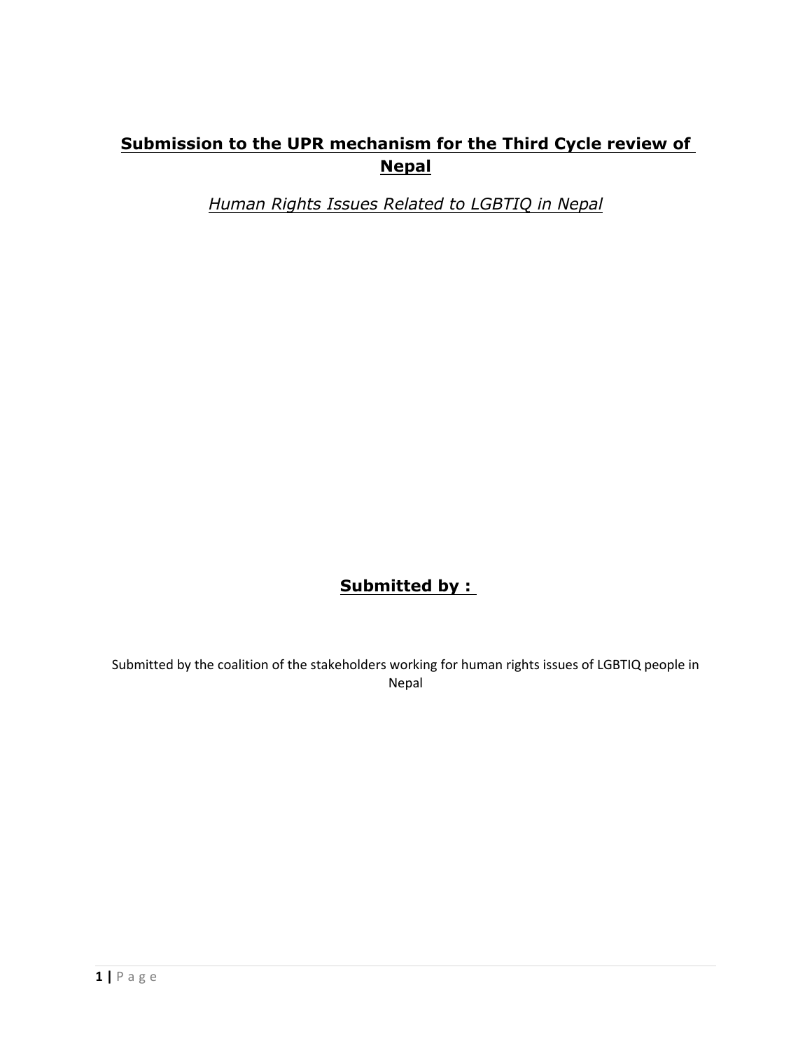# Submission to the UPR mechanism for the Third Cycle review of Nepal

*Human Rights Issues Related to LGBTIQ in Nepal*

**Submitted by :**

Submitted by the coalition of the stakeholders working for human rights issues of LGBTIQ people in Nepal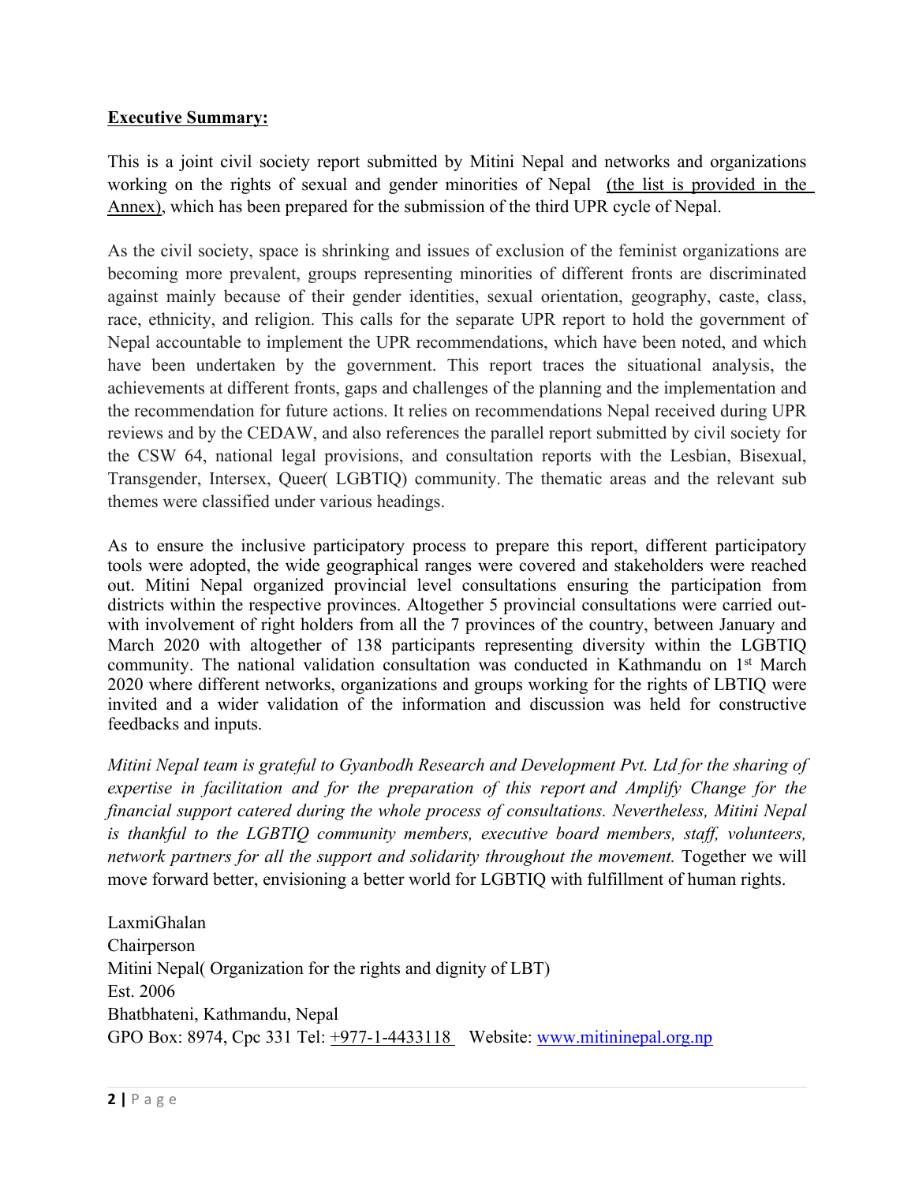**Executive Summary:**

This is a joint civil society report submitted by Mitini Nepal and networks and organizations working on the rights of sexual and gender minorities of Nepal (the list is provided in the Annex), which has been prepared for the submission of the third UPR cycle of Nepal.

As the civil society, space is shrinking and issues of exclusion of the feminist organizations are becoming more prevalent, groups representing minorities of different fronts are discriminated against mainly because of their gender identities, sexual orientation, geography, caste, class, race, ethnicity, and religion. This calls for the separate UPR report to hold the government of Nepal accountable to implement the UPR recommendations, which have been noted, and which have been undertaken by the government. This report traces the situational analysis, the achievements at different fronts, gaps and challenges of the planning and the implementation and the recommendation for future actions. It relies on recommendations Nepal received during UPR reviews and by the CEDAW, and also references the parallel report submitted by civil society for the CSW 64, national legal provisions, and consultation reports with the Lesbian, Bisexual, Transgender, Intersex, Queer( LGBTIQ) community. The thematic areas and the relevant sub themes were classified under various headings.

As to ensure the inclusive participatory process to prepare this report, different participatory tools were adopted, the wide geographical ranges were covered and stakeholders were reached out. Mitini Nepal organized provincial level consultations ensuring the participation from districts within the respective provinces. Altogether 5 provincial consultations were carried out- with involvement of right holders from all the 7 provinces of the country, between January and March 2020 with altogether of 138 participants representing diversity within the LGBTIQ community. The national validation consultation was conducted in Kathmandu on 1st March 2020 where different networks, organizations and groups working for the rights of LBTIQ were invited and a wider validation of the information and discussion was held for constructive feedbacks and inputs.

*Mitini Nepal team is grateful to Gyanbodh Research and Development Pvt. Ltd for the sharing of expertise in facilitation and for the preparation of this report and Amplify Change for the financial support catered during the whole process of consultations. Nevertheless, Mitini Nepal is thankful to the LGBTIQ community members, executive board members, staff, volunteers, network partners for all the support and solidarity throughout the movement.* Together we will move forward better, envisioning a better world for LGBTIQ with fulfillment of human rights.

LaxmiGhalan
Chairperson
Mitini Nepal( Organization for the rights and dignity of LBT)
Est. 2006
Bhatbhateni, Kathmandu, Nepal
GPO Box: 8974, Cpc 331 Tel: +977-1-4433118 Website: www.mitininepal.org.np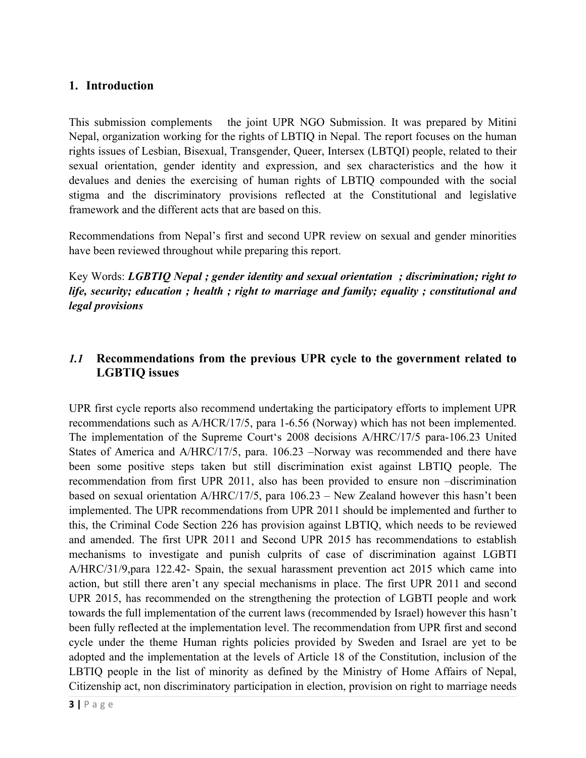## 1. Introduction

This submission complements the joint UPR NGO Submission. It was prepared by Mitini Nepal, organization working for the rights of LBTIQ in Nepal. The report focuses on the human rights issues of Lesbian, Bisexual, Transgender, Queer, Intersex (LBTQI) people, related to their sexual orientation, gender identity and expression, and sex characteristics and the how it devalues and denies the exercising of human rights of LBTIQ compounded with the social stigma and the discriminatory provisions reflected at the Constitutional and legislative framework and the different acts that are based on this.

Recommendations from Nepal's first and second UPR review on sexual and gender minorities have been reviewed throughout while preparing this report.

Key Words: ***LGBTIQ Nepal ; gender identity and sexual orientation ; discrimination; right to life, security; education ; health ; right to marriage and family; equality ; constitutional and legal provisions***

### *1.1* Recommendations from the previous UPR cycle to the government related to LGBTIQ issues

UPR first cycle reports also recommend undertaking the participatory efforts to implement UPR recommendations such as A/HCR/17/5, para 1-6.56 (Norway) which has not been implemented. The implementation of the Supreme Court's 2008 decisions A/HRC/17/5 para-106.23 United States of America and A/HRC/17/5, para. 106.23 –Norway was recommended and there have been some positive steps taken but still discrimination exist against LBTIQ people. The recommendation from first UPR 2011, also has been provided to ensure non –discrimination based on sexual orientation A/HRC/17/5, para 106.23 – New Zealand however this hasn't been implemented. The UPR recommendations from UPR 2011 should be implemented and further to this, the Criminal Code Section 226 has provision against LBTIQ, which needs to be reviewed and amended. The first UPR 2011 and Second UPR 2015 has recommendations to establish mechanisms to investigate and punish culprits of case of discrimination against LGBTI A/HRC/31/9,para 122.42- Spain, the sexual harassment prevention act 2015 which came into action, but still there aren't any special mechanisms in place. The first UPR 2011 and second UPR 2015, has recommended on the strengthening the protection of LGBTI people and work towards the full implementation of the current laws (recommended by Israel) however this hasn't been fully reflected at the implementation level. The recommendation from UPR first and second cycle under the theme Human rights policies provided by Sweden and Israel are yet to be adopted and the implementation at the levels of Article 18 of the Constitution, inclusion of the LBTIQ people in the list of minority as defined by the Ministry of Home Affairs of Nepal, Citizenship act, non discriminatory participation in election, provision on right to marriage needs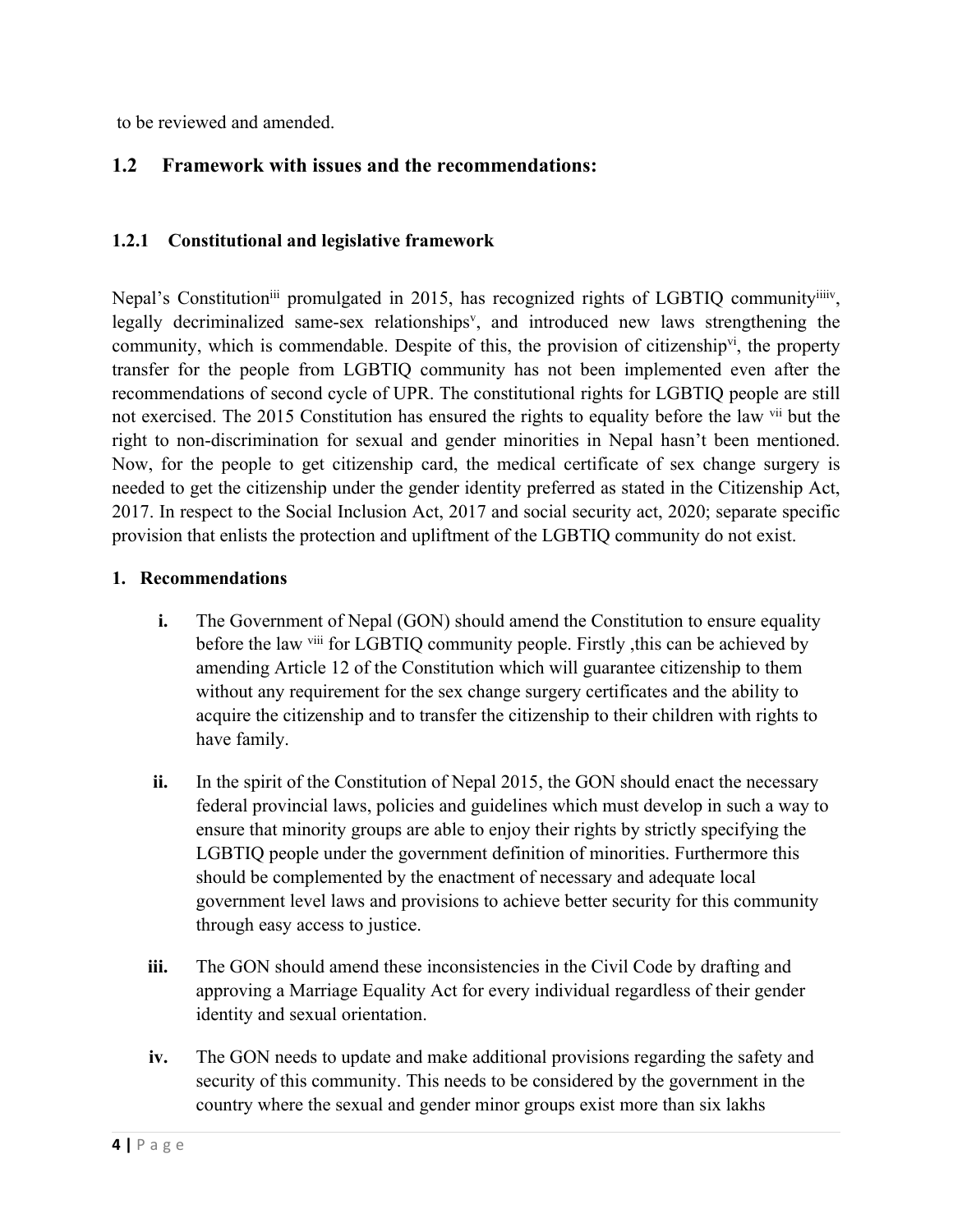to be reviewed and amended.

## 1.2 Framework with issues and the recommendations:

### 1.2.1 Constitutional and legislative framework

Nepal's Constitution[iii] promulgated in 2015, has recognized rights of LGBTIQ community[iiiiv], legally decriminalized same-sex relationships[v], and introduced new laws strengthening the community, which is commendable. Despite of this, the provision of citizenship[vi], the property transfer for the people from LGBTIQ community has not been implemented even after the recommendations of second cycle of UPR. The constitutional rights for LGBTIQ people are still not exercised. The 2015 Constitution has ensured the rights to equality before the law [vii] but the right to non-discrimination for sexual and gender minorities in Nepal hasn't been mentioned. Now, for the people to get citizenship card, the medical certificate of sex change surgery is needed to get the citizenship under the gender identity preferred as stated in the Citizenship Act, 2017. In respect to the Social Inclusion Act, 2017 and social security act, 2020; separate specific provision that enlists the protection and upliftment of the LGBTIQ community do not exist.

**1. Recommendations**

- **i.** The Government of Nepal (GON) should amend the Constitution to ensure equality before the law [viii] for LGBTIQ community people. Firstly ,this can be achieved by amending Article 12 of the Constitution which will guarantee citizenship to them without any requirement for the sex change surgery certificates and the ability to acquire the citizenship and to transfer the citizenship to their children with rights to have family.

- **ii.** In the spirit of the Constitution of Nepal 2015, the GON should enact the necessary federal provincial laws, policies and guidelines which must develop in such a way to ensure that minority groups are able to enjoy their rights by strictly specifying the LGBTIQ people under the government definition of minorities. Furthermore this should be complemented by the enactment of necessary and adequate local government level laws and provisions to achieve better security for this community through easy access to justice.

- **iii.** The GON should amend these inconsistencies in the Civil Code by drafting and approving a Marriage Equality Act for every individual regardless of their gender identity and sexual orientation.

- **iv.** The GON needs to update and make additional provisions regarding the safety and security of this community. This needs to be considered by the government in the country where the sexual and gender minor groups exist more than six lakhs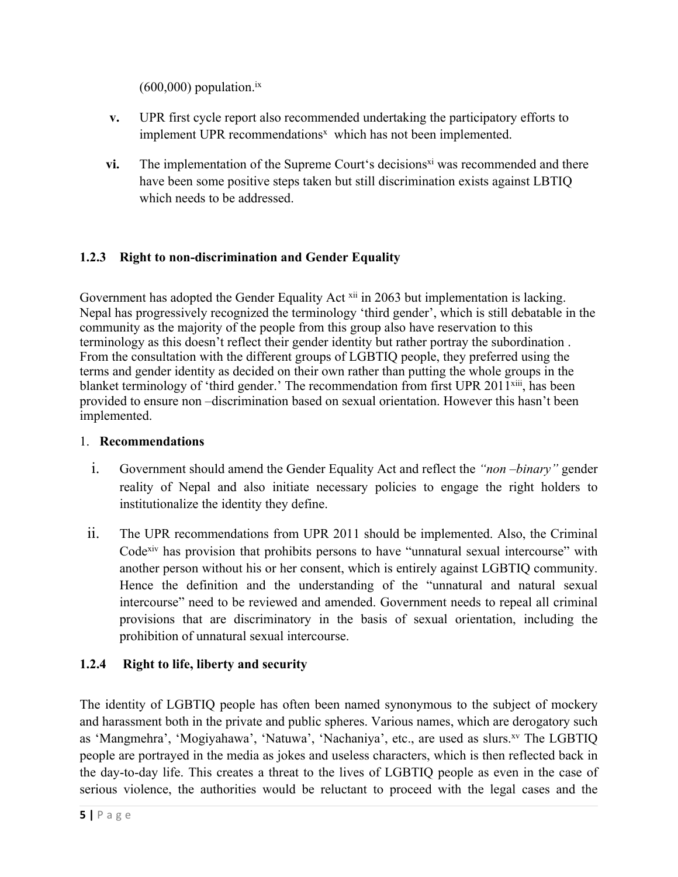(600,000) population.[ix]

v. UPR first cycle report also recommended undertaking the participatory efforts to implement UPR recommendations[x] which has not been implemented.

vi. The implementation of the Supreme Court's decisions[xi] was recommended and there have been some positive steps taken but still discrimination exists against LBTIQ which needs to be addressed.

### 1.2.3 Right to non-discrimination and Gender Equality

Government has adopted the Gender Equality Act [xii] in 2063 but implementation is lacking. Nepal has progressively recognized the terminology 'third gender', which is still debatable in the community as the majority of the people from this group also have reservation to this terminology as this doesn't reflect their gender identity but rather portray the subordination . From the consultation with the different groups of LGBTIQ people, they preferred using the terms and gender identity as decided on their own rather than putting the whole groups in the blanket terminology of 'third gender.' The recommendation from first UPR 2011[xiii], has been provided to ensure non –discrimination based on sexual orientation. However this hasn't been implemented.

1. **Recommendations**

i. Government should amend the Gender Equality Act and reflect the *"non –binary"* gender reality of Nepal and also initiate necessary policies to engage the right holders to institutionalize the identity they define.

ii. The UPR recommendations from UPR 2011 should be implemented. Also, the Criminal Code[xiv] has provision that prohibits persons to have "unnatural sexual intercourse" with another person without his or her consent, which is entirely against LGBTIQ community. Hence the definition and the understanding of the "unnatural and natural sexual intercourse" need to be reviewed and amended. Government needs to repeal all criminal provisions that are discriminatory in the basis of sexual orientation, including the prohibition of unnatural sexual intercourse.

### 1.2.4 Right to life, liberty and security

The identity of LGBTIQ people has often been named synonymous to the subject of mockery and harassment both in the private and public spheres. Various names, which are derogatory such as 'Mangmehra', 'Mogiyahawa', 'Natuwa', 'Nachaniya', etc., are used as slurs.[xv] The LGBTIQ people are portrayed in the media as jokes and useless characters, which is then reflected back in the day-to-day life. This creates a threat to the lives of LGBTIQ people as even in the case of serious violence, the authorities would be reluctant to proceed with the legal cases and the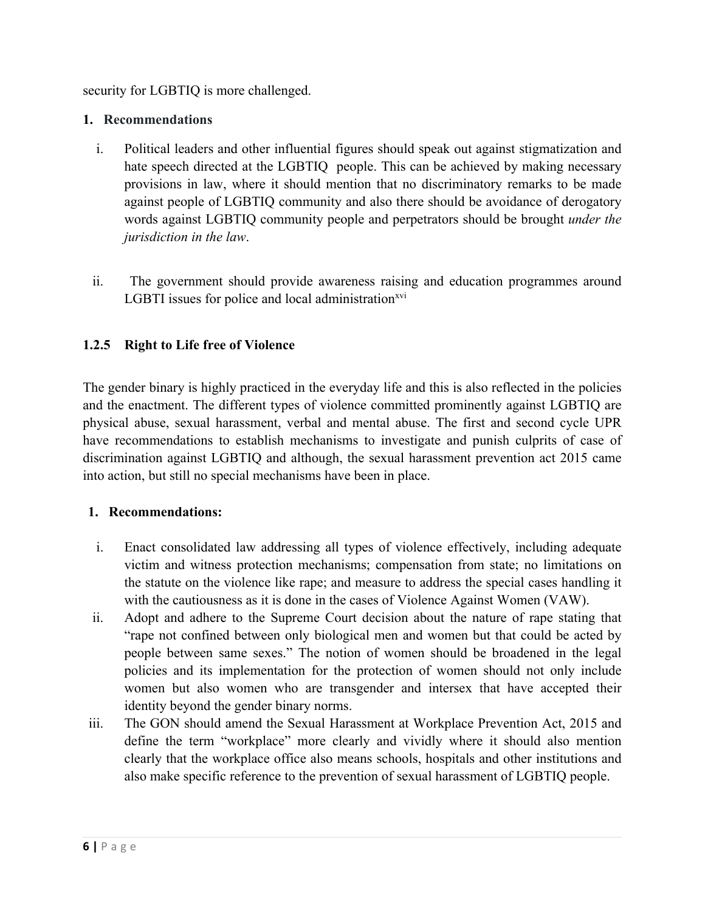security for LGBTIQ is more challenged.

**1. Recommendations**

i. Political leaders and other influential figures should speak out against stigmatization and hate speech directed at the LGBTIQ people. This can be achieved by making necessary provisions in law, where it should mention that no discriminatory remarks to be made against people of LGBTIQ community and also there should be avoidance of derogatory words against LGBTIQ community people and perpetrators should be brought *under the jurisdiction in the law*.

ii. The government should provide awareness raising and education programmes around LGBTI issues for police and local administration[xvi]

### 1.2.5 Right to Life free of Violence

The gender binary is highly practiced in the everyday life and this is also reflected in the policies and the enactment. The different types of violence committed prominently against LGBTIQ are physical abuse, sexual harassment, verbal and mental abuse. The first and second cycle UPR have recommendations to establish mechanisms to investigate and punish culprits of case of discrimination against LGBTIQ and although, the sexual harassment prevention act 2015 came into action, but still no special mechanisms have been in place.

**1. Recommendations:**

i. Enact consolidated law addressing all types of violence effectively, including adequate victim and witness protection mechanisms; compensation from state; no limitations on the statute on the violence like rape; and measure to address the special cases handling it with the cautiousness as it is done in the cases of Violence Against Women (VAW).

ii. Adopt and adhere to the Supreme Court decision about the nature of rape stating that "rape not confined between only biological men and women but that could be acted by people between same sexes." The notion of women should be broadened in the legal policies and its implementation for the protection of women should not only include women but also women who are transgender and intersex that have accepted their identity beyond the gender binary norms.

iii. The GON should amend the Sexual Harassment at Workplace Prevention Act, 2015 and define the term "workplace" more clearly and vividly where it should also mention clearly that the workplace office also means schools, hospitals and other institutions and also make specific reference to the prevention of sexual harassment of LGBTIQ people.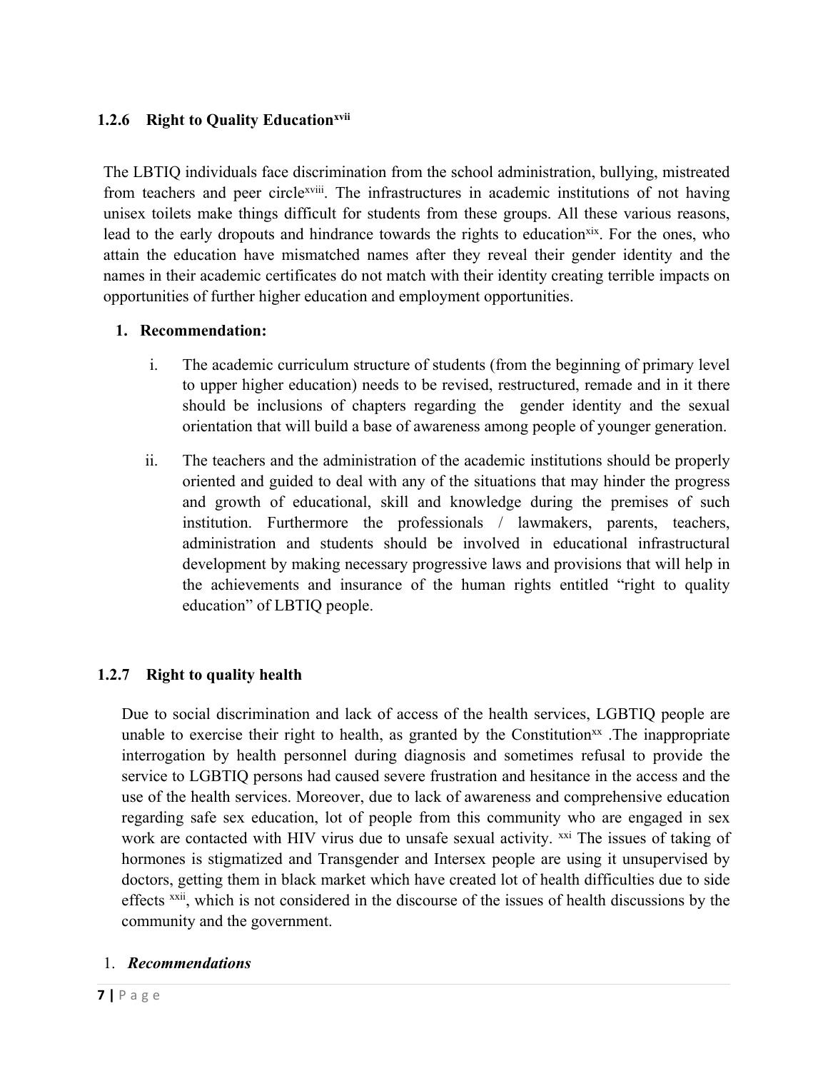### 1.2.6 Right to Quality Education[xvii]

The LBTIQ individuals face discrimination from the school administration, bullying, mistreated from teachers and peer circle[xviii]. The infrastructures in academic institutions of not having unisex toilets make things difficult for students from these groups. All these various reasons, lead to the early dropouts and hindrance towards the rights to education[xix]. For the ones, who attain the education have mismatched names after they reveal their gender identity and the names in their academic certificates do not match with their identity creating terrible impacts on opportunities of further higher education and employment opportunities.

1. **Recommendation:**

   i. The academic curriculum structure of students (from the beginning of primary level to upper higher education) needs to be revised, restructured, remade and in it there should be inclusions of chapters regarding the gender identity and the sexual orientation that will build a base of awareness among people of younger generation.

   ii. The teachers and the administration of the academic institutions should be properly oriented and guided to deal with any of the situations that may hinder the progress and growth of educational, skill and knowledge during the premises of such institution. Furthermore the professionals / lawmakers, parents, teachers, administration and students should be involved in educational infrastructural development by making necessary progressive laws and provisions that will help in the achievements and insurance of the human rights entitled "right to quality education" of LBTIQ people.

### 1.2.7 Right to quality health

Due to social discrimination and lack of access of the health services, LGBTIQ people are unable to exercise their right to health, as granted by the Constitution[xx] .The inappropriate interrogation by health personnel during diagnosis and sometimes refusal to provide the service to LGBTIQ persons had caused severe frustration and hesitance in the access and the use of the health services. Moreover, due to lack of awareness and comprehensive education regarding safe sex education, lot of people from this community who are engaged in sex work are contacted with HIV virus due to unsafe sexual activity. [xxi] The issues of taking of hormones is stigmatized and Transgender and Intersex people are using it unsupervised by doctors, getting them in black market which have created lot of health difficulties due to side effects [xxii], which is not considered in the discourse of the issues of health discussions by the community and the government.

1. ***Recommendations***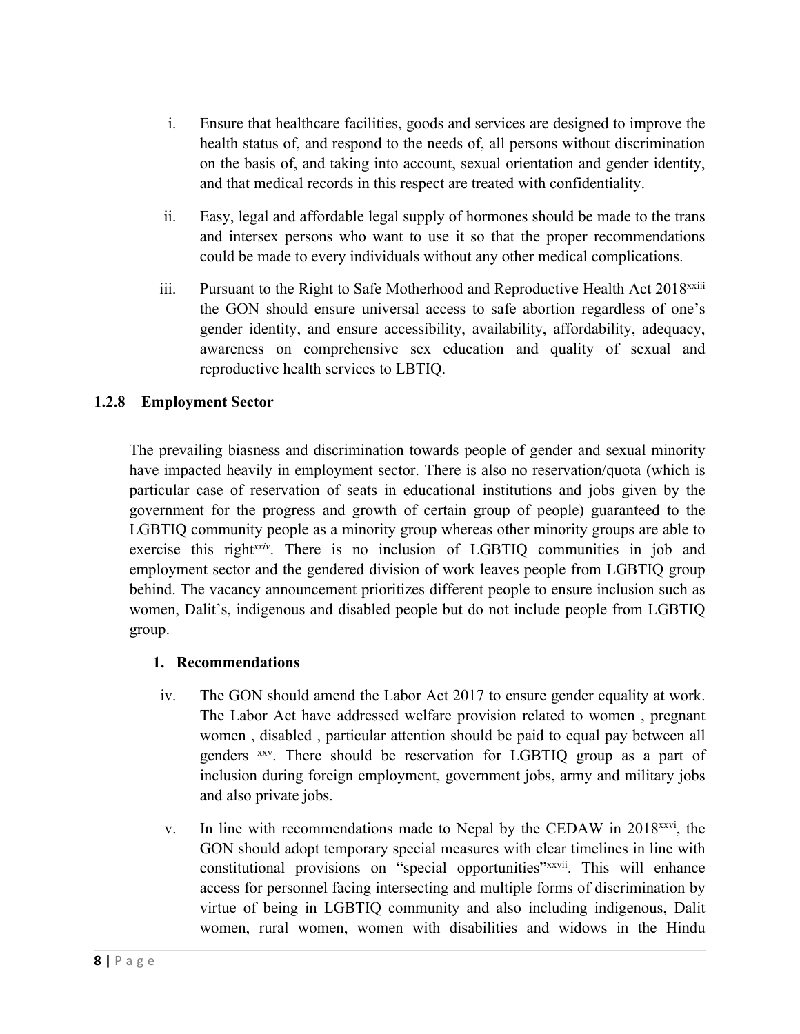i. Ensure that healthcare facilities, goods and services are designed to improve the health status of, and respond to the needs of, all persons without discrimination on the basis of, and taking into account, sexual orientation and gender identity, and that medical records in this respect are treated with confidentiality.

ii. Easy, legal and affordable legal supply of hormones should be made to the trans and intersex persons who want to use it so that the proper recommendations could be made to every individuals without any other medical complications.

iii. Pursuant to the Right to Safe Motherhood and Reproductive Health Act 2018[xxiii] the GON should ensure universal access to safe abortion regardless of one's gender identity, and ensure accessibility, availability, affordability, adequacy, awareness on comprehensive sex education and quality of sexual and reproductive health services to LBTIQ.

### 1.2.8 Employment Sector

The prevailing biasness and discrimination towards people of gender and sexual minority have impacted heavily in employment sector. There is also no reservation/quota (which is particular case of reservation of seats in educational institutions and jobs given by the government for the progress and growth of certain group of people) guaranteed to the LGBTIQ community people as a minority group whereas other minority groups are able to exercise this right[xxiv]. There is no inclusion of LGBTIQ communities in job and employment sector and the gendered division of work leaves people from LGBTIQ group behind. The vacancy announcement prioritizes different people to ensure inclusion such as women, Dalit's, indigenous and disabled people but do not include people from LGBTIQ group.

**1. Recommendations**

iv. The GON should amend the Labor Act 2017 to ensure gender equality at work. The Labor Act have addressed welfare provision related to women , pregnant women , disabled , particular attention should be paid to equal pay between all genders [xxv]. There should be reservation for LGBTIQ group as a part of inclusion during foreign employment, government jobs, army and military jobs and also private jobs.

v. In line with recommendations made to Nepal by the CEDAW in 2018[xxvi], the GON should adopt temporary special measures with clear timelines in line with constitutional provisions on "special opportunities"[xxvii]. This will enhance access for personnel facing intersecting and multiple forms of discrimination by virtue of being in LGBTIQ community and also including indigenous, Dalit women, rural women, women with disabilities and widows in the Hindu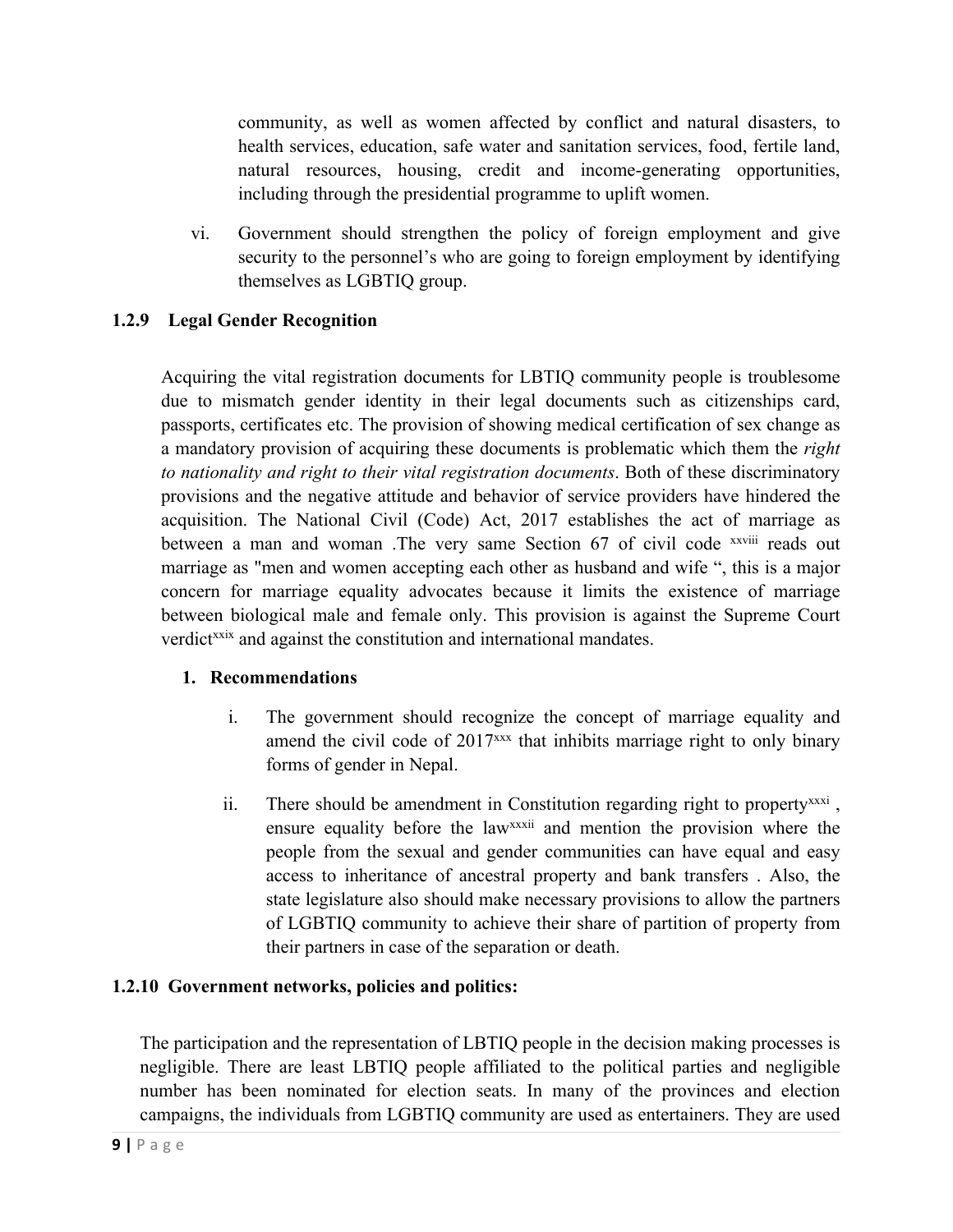community, as well as women affected by conflict and natural disasters, to health services, education, safe water and sanitation services, food, fertile land, natural resources, housing, credit and income-generating opportunities, including through the presidential programme to uplift women.

vi. Government should strengthen the policy of foreign employment and give security to the personnel's who are going to foreign employment by identifying themselves as LGBTIQ group.

### 1.2.9 Legal Gender Recognition

Acquiring the vital registration documents for LBTIQ community people is troublesome due to mismatch gender identity in their legal documents such as citizenships card, passports, certificates etc. The provision of showing medical certification of sex change as a mandatory provision of acquiring these documents is problematic which them the *right to nationality and right to their vital registration documents*. Both of these discriminatory provisions and the negative attitude and behavior of service providers have hindered the acquisition. The National Civil (Code) Act, 2017 establishes the act of marriage as between a man and woman .The very same Section 67 of civil code [xxviii] reads out marriage as "men and women accepting each other as husband and wife ", this is a major concern for marriage equality advocates because it limits the existence of marriage between biological male and female only. This provision is against the Supreme Court verdict[xxix] and against the constitution and international mandates.

1. **Recommendations**

   i. The government should recognize the concept of marriage equality and amend the civil code of 2017[xxx] that inhibits marriage right to only binary forms of gender in Nepal.

   ii. There should be amendment in Constitution regarding right to property[xxxi] , ensure equality before the law[xxxii] and mention the provision where the people from the sexual and gender communities can have equal and easy access to inheritance of ancestral property and bank transfers . Also, the state legislature also should make necessary provisions to allow the partners of LGBTIQ community to achieve their share of partition of property from their partners in case of the separation or death.

### 1.2.10 Government networks, policies and politics:

The participation and the representation of LBTIQ people in the decision making processes is negligible. There are least LBTIQ people affiliated to the political parties and negligible number has been nominated for election seats. In many of the provinces and election campaigns, the individuals from LGBTIQ community are used as entertainers. They are used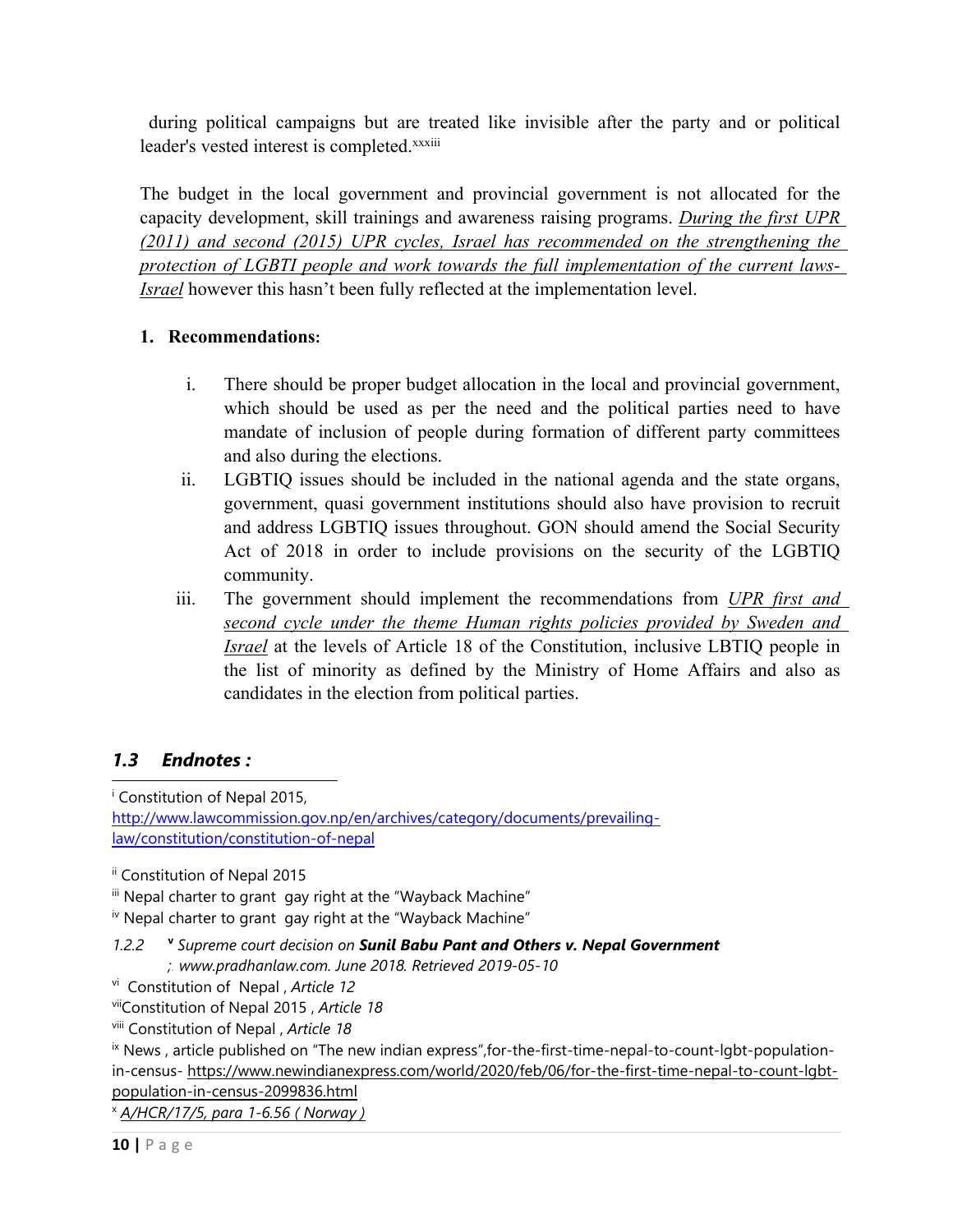during political campaigns but are treated like invisible after the party and or political leader's vested interest is completed.[xxxiii]

The budget in the local government and provincial government is not allocated for the capacity development, skill trainings and awareness raising programs. *During the first UPR (2011) and second (2015) UPR cycles, Israel has recommended on the strengthening the protection of LGBTI people and work towards the full implementation of the current laws- Israel* however this hasn't been fully reflected at the implementation level.

1. **Recommendations:**

   i. There should be proper budget allocation in the local and provincial government, which should be used as per the need and the political parties need to have mandate of inclusion of people during formation of different party committees and also during the elections.

   ii. LGBTIQ issues should be included in the national agenda and the state organs, government, quasi government institutions should also have provision to recruit and address LGBTIQ issues throughout. GON should amend the Social Security Act of 2018 in order to include provisions on the security of the LGBTIQ community.

   iii. The government should implement the recommendations from *UPR first and second cycle under the theme Human rights policies provided by Sweden and Israel* at the levels of Article 18 of the Constitution, inclusive LBTIQ people in the list of minority as defined by the Ministry of Home Affairs and also as candidates in the election from political parties.

## *1.3 Endnotes :*

[i] Constitution of Nepal 2015, http://www.lawcommission.gov.np/en/archives/category/documents/prevailing-law/constitution/constitution-of-nepal

[ii] Constitution of Nepal 2015

[iii] Nepal charter to grant gay right at the "Wayback Machine"

[iv] Nepal charter to grant gay right at the "Wayback Machine"

*1.2.2* [v] *Supreme court decision on **Sunil Babu Pant and Others v. Nepal Government** ; www.pradhanlaw.com. June 2018. Retrieved 2019-05-10*

[vi] Constitution of Nepal , *Article 12*

[vii] Constitution of Nepal 2015 , *Article 18*

[viii] Constitution of Nepal , *Article 18*

[ix] News , article published on "The new indian express",for-the-first-time-nepal-to-count-lgbt-population-in-census- https://www.newindianexpress.com/world/2020/feb/06/for-the-first-time-nepal-to-count-lgbt-population-in-census-2099836.html

[x] *A/HCR/17/5, para 1-6.56 ( Norway )*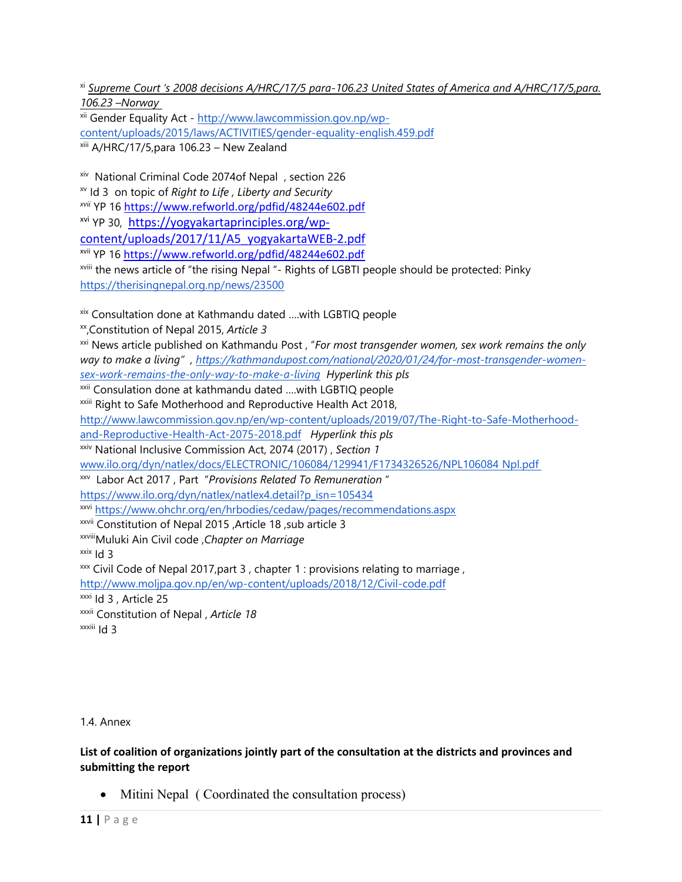[xi] *Supreme Court 's 2008 decisions A/HRC/17/5 para-106.23 United States of America and A/HRC/17/5,para. 106.23 –Norway*

[xii] Gender Equality Act - http://www.lawcommission.gov.np/wp-content/uploads/2015/laws/ACTIVITIES/gender-equality-english.459.pdf

[xiii] A/HRC/17/5,para 106.23 – New Zealand

[xiv] National Criminal Code 2074of Nepal , section 226

[xv] Id 3 on topic of *Right to Life* , *Liberty and Security*

[xvii] YP 16 https://www.refworld.org/pdfid/48244e602.pdf

[xvi] YP 30, https://yogyakartaprinciples.org/wp-content/uploads/2017/11/A5_yogyakartaWEB-2.pdf

[xvii] YP 16 https://www.refworld.org/pdfid/48244e602.pdf

[xviii] the news article of "the rising Nepal "- Rights of LGBTI people should be protected: Pinky https://therisingnepal.org.np/news/23500

[xix] Consultation done at Kathmandu dated ....with LGBTIQ people

[xx] ,Constitution of Nepal 2015, *Article 3*

[xxi] News article published on Kathmandu Post , "*For most transgender women, sex work remains the only way to make a living*" , *https://kathmandupost.com/national/2020/01/24/for-most-transgender-women-sex-work-remains-the-only-way-to-make-a-living* *Hyperlink this pls*

[xxii] Consulation done at kathmandu dated ....with LGBTIQ people

[xxiii] Right to Safe Motherhood and Reproductive Health Act 2018, http://www.lawcommission.gov.np/en/wp-content/uploads/2019/07/The-Right-to-Safe-Motherhood-and-Reproductive-Health-Act-2075-2018.pdf *Hyperlink this pls*

[xxiv] National Inclusive Commission Act, 2074 (2017) , *Section 1* www.ilo.org/dyn/natlex/docs/ELECTRONIC/106084/129941/F1734326526/NPL106084 Npl.pdf

[xxv] Labor Act 2017 , Part "*Provisions Related To Remuneration* " https://www.ilo.org/dyn/natlex/natlex4.detail?p_isn=105434

[xxvi] https://www.ohchr.org/en/hrbodies/cedaw/pages/recommendations.aspx

[xxvii] Constitution of Nepal 2015 ,Article 18 ,sub article 3

[xxviii] Muluki Ain Civil code ,*Chapter on Marriage*

[xxix] Id 3

[xxx] Civil Code of Nepal 2017,part 3 , chapter 1 : provisions relating to marriage , http://www.moljpa.gov.np/en/wp-content/uploads/2018/12/Civil-code.pdf

[xxxi] Id 3 , Article 25

[xxxii] Constitution of Nepal , *Article 18*

[xxxiii] Id 3

1.4. Annex

**List of coalition of organizations jointly part of the consultation at the districts and provinces and submitting the report**

- Mitini Nepal ( Coordinated the consultation process)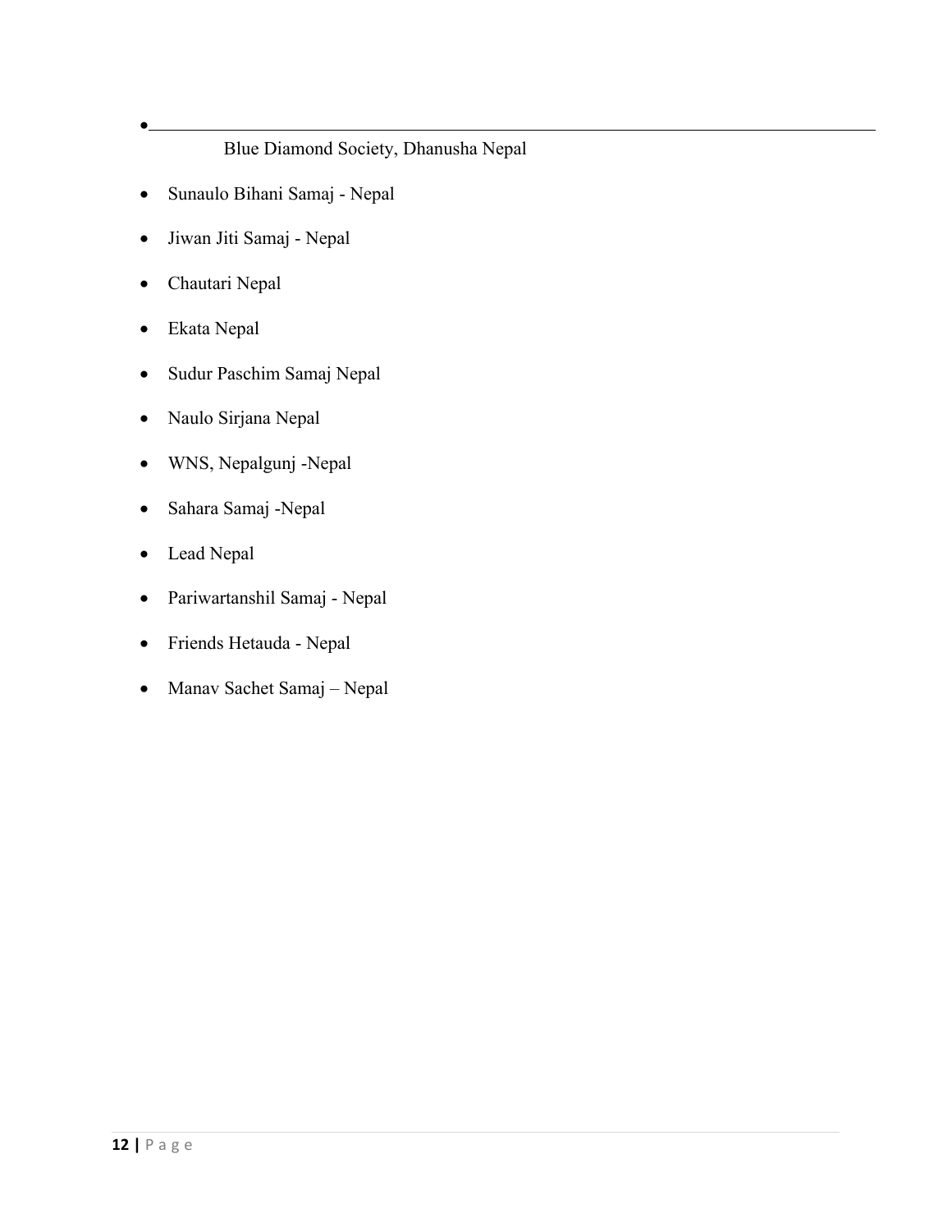- Blue Diamond Society, Dhanusha Nepal
- Sunaulo Bihani Samaj - Nepal
- Jiwan Jiti Samaj - Nepal
- Chautari Nepal
- Ekata Nepal
- Sudur Paschim Samaj Nepal
- Naulo Sirjana Nepal
- WNS, Nepalgunj -Nepal
- Sahara Samaj -Nepal
- Lead Nepal
- Pariwartanshil Samaj - Nepal
- Friends Hetauda - Nepal
- Manav Sachet Samaj – Nepal